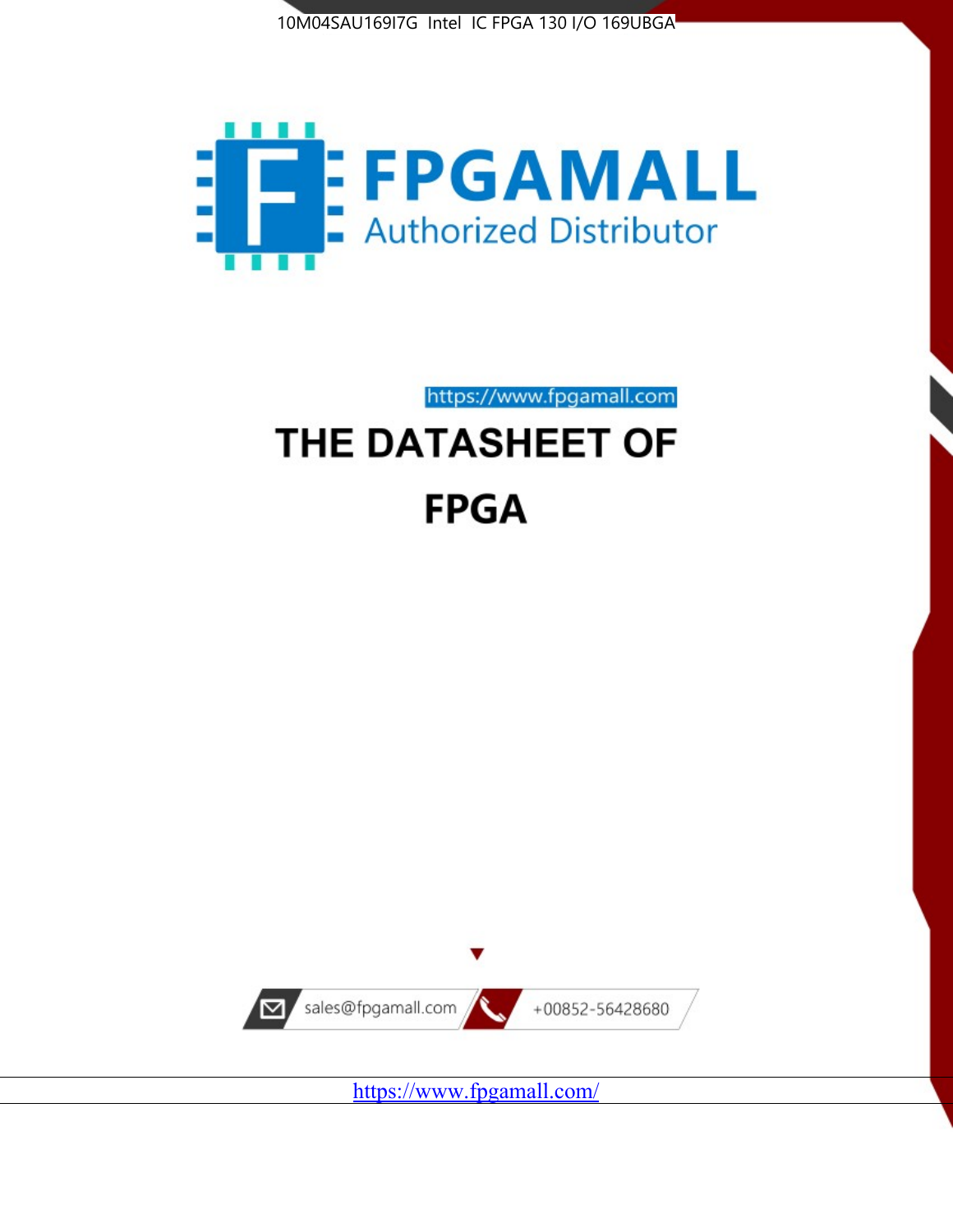10M04SAU169I7G Intel IC FPGA 130 I/O 169UBGA

FPGAMALL

Authorized Distributor

https://www.fpgamall.com

# THE DATASHEET OF

# FPGA

sales@fpgamall.com

+00852-56428680

https://www.fpgamall.com/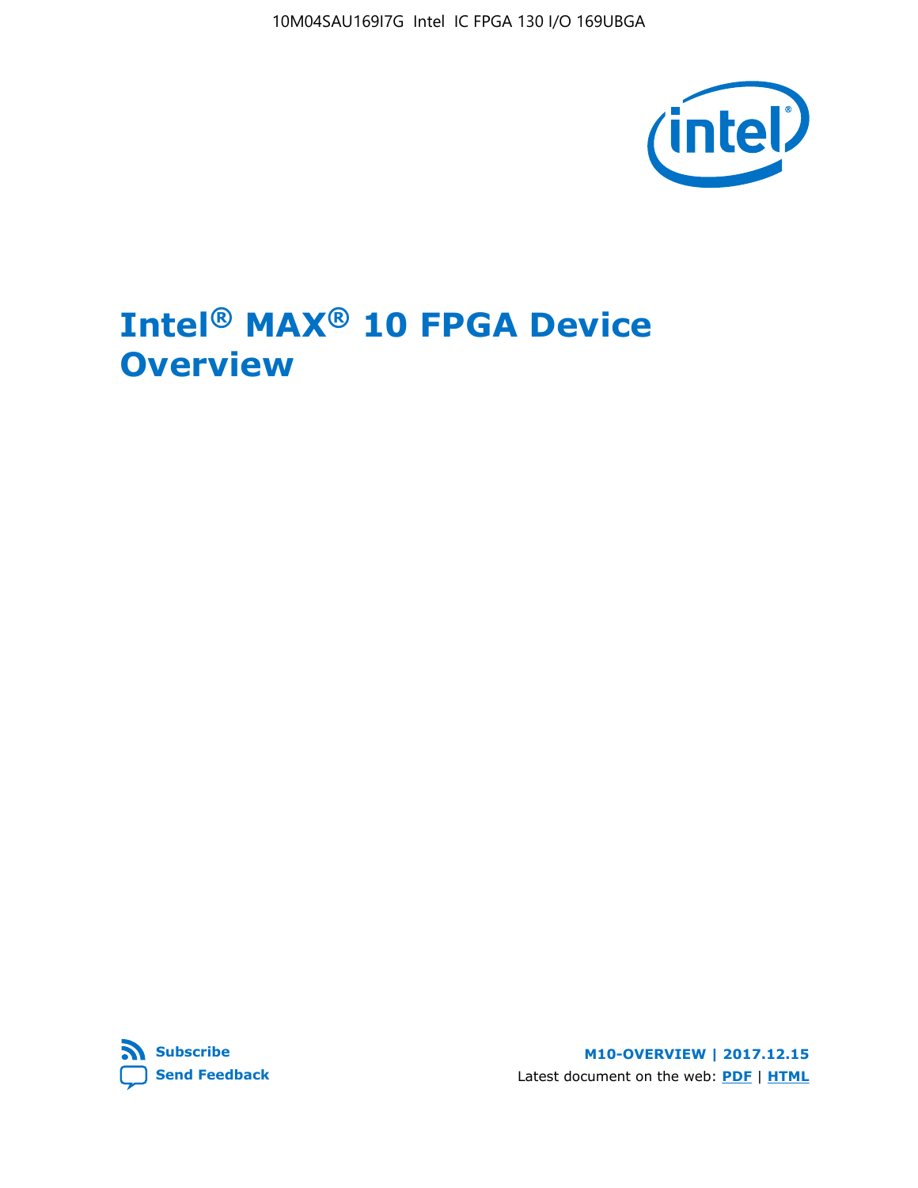# Intel® MAX® 10 FPGA Device Overview

Subscribe

Send Feedback

M10-OVERVIEW | 2017.12.15

Latest document on the web: PDF | HTML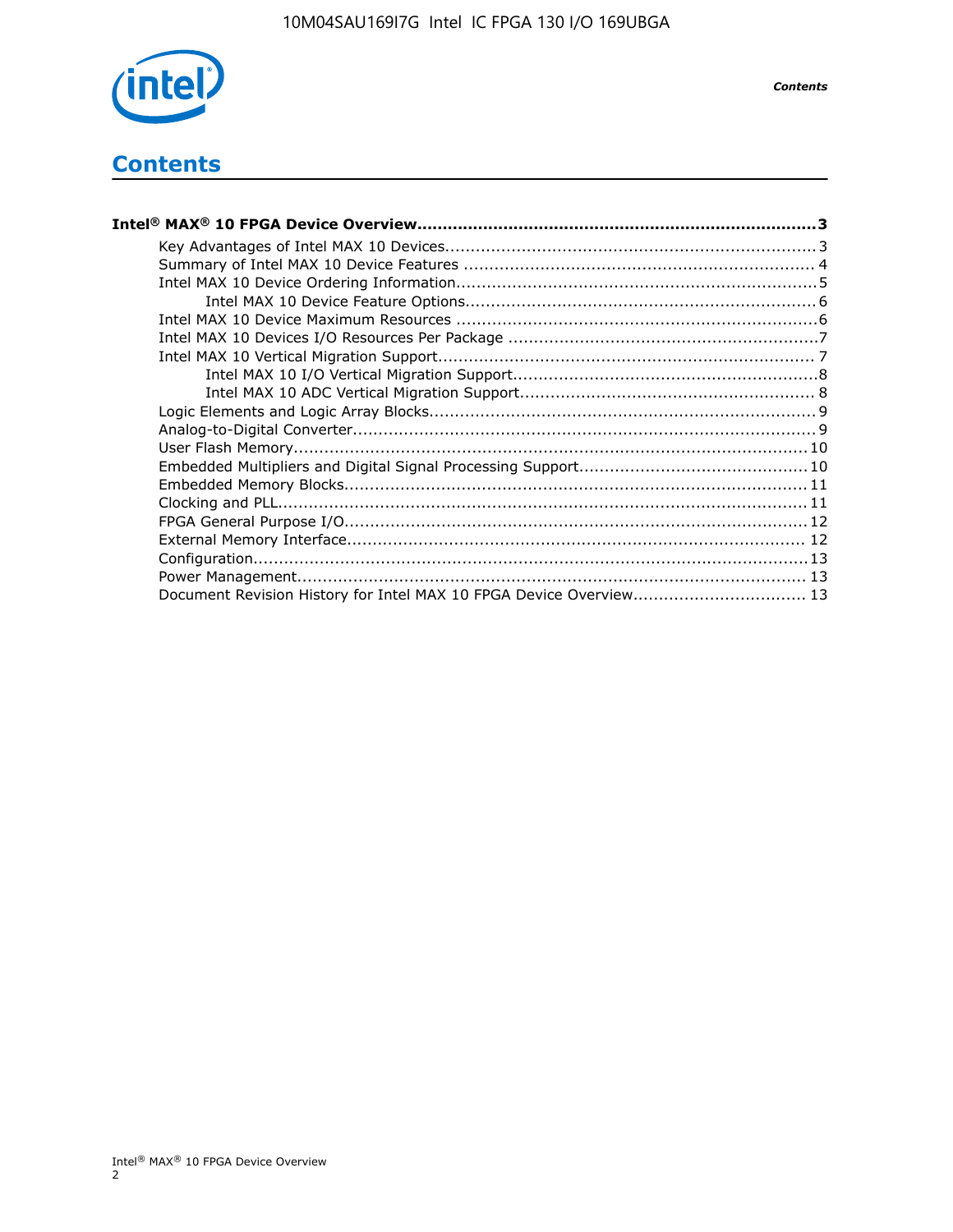# Contents

**Intel® MAX® 10 FPGA Device Overview................................................................................3**

- Key Advantages of Intel MAX 10 Devices........................................................................3
- Summary of Intel MAX 10 Device Features .................................................................... 4
- Intel MAX 10 Device Ordering Information......................................................................5
  - Intel MAX 10 Device Feature Options....................................................................6
- Intel MAX 10 Device Maximum Resources ......................................................................6
- Intel MAX 10 Devices I/O Resources Per Package ............................................................7
- Intel MAX 10 Vertical Migration Support......................................................................... 7
  - Intel MAX 10 I/O Vertical Migration Support...........................................................8
  - Intel MAX 10 ADC Vertical Migration Support......................................................... 8
- Logic Elements and Logic Array Blocks...........................................................................9
- Analog-to-Digital Converter..........................................................................................9
- User Flash Memory.................................................................................................... 10
- Embedded Multipliers and Digital Signal Processing Support............................................ 10
- Embedded Memory Blocks.......................................................................................... 11
- Clocking and PLL....................................................................................................... 11
- FPGA General Purpose I/O.......................................................................................... 12
- External Memory Interface......................................................................................... 12
- Configuration............................................................................................................ 13
- Power Management................................................................................................... 13
- Document Revision History for Intel MAX 10 FPGA Device Overview................................. 13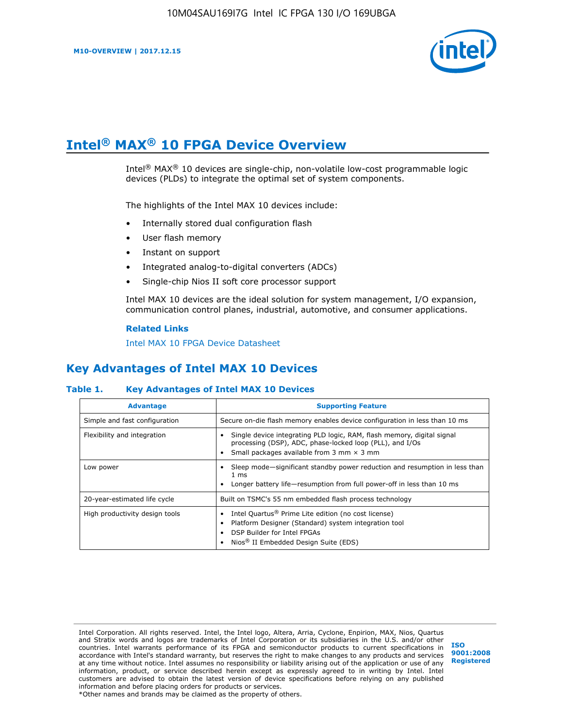# Intel® MAX® 10 FPGA Device Overview

Intel® MAX® 10 devices are single-chip, non-volatile low-cost programmable logic devices (PLDs) to integrate the optimal set of system components.

The highlights of the Intel MAX 10 devices include:

- Internally stored dual configuration flash
- User flash memory
- Instant on support
- Integrated analog-to-digital converters (ADCs)
- Single-chip Nios II soft core processor support

Intel MAX 10 devices are the ideal solution for system management, I/O expansion, communication control planes, industrial, automotive, and consumer applications.

**Related Links**

Intel MAX 10 FPGA Device Datasheet

## Key Advantages of Intel MAX 10 Devices

**Table 1. Key Advantages of Intel MAX 10 Devices**

| Advantage | Supporting Feature |
| --- | --- |
| Simple and fast configuration | Secure on-die flash memory enables device configuration in less than 10 ms |
| Flexibility and integration | • Single device integrating PLD logic, RAM, flash memory, digital signal processing (DSP), ADC, phase-locked loop (PLL), and I/Os<br>• Small packages available from 3 mm × 3 mm |
| Low power | • Sleep mode—significant standby power reduction and resumption in less than 1 ms<br>• Longer battery life—resumption from full power-off in less than 10 ms |
| 20-year-estimated life cycle | Built on TSMC's 55 nm embedded flash process technology |
| High productivity design tools | • Intel Quartus® Prime Lite edition (no cost license)<br>• Platform Designer (Standard) system integration tool<br>• DSP Builder for Intel FPGAs<br>• Nios® II Embedded Design Suite (EDS) |

Intel Corporation. All rights reserved. Intel, the Intel logo, Altera, Arria, Cyclone, Enpirion, MAX, Nios, Quartus and Stratix words and logos are trademarks of Intel Corporation or its subsidiaries in the U.S. and/or other countries. Intel warrants performance of its FPGA and semiconductor products to current specifications in accordance with Intel's standard warranty, but reserves the right to make changes to any products and services at any time without notice. Intel assumes no responsibility or liability arising out of the application or use of any information, product, or service described herein except as expressly agreed to in writing by Intel. Intel customers are advised to obtain the latest version of device specifications before relying on any published information and before placing orders for products or services.
*Other names and brands may be claimed as the property of others.

ISO 9001:2008 Registered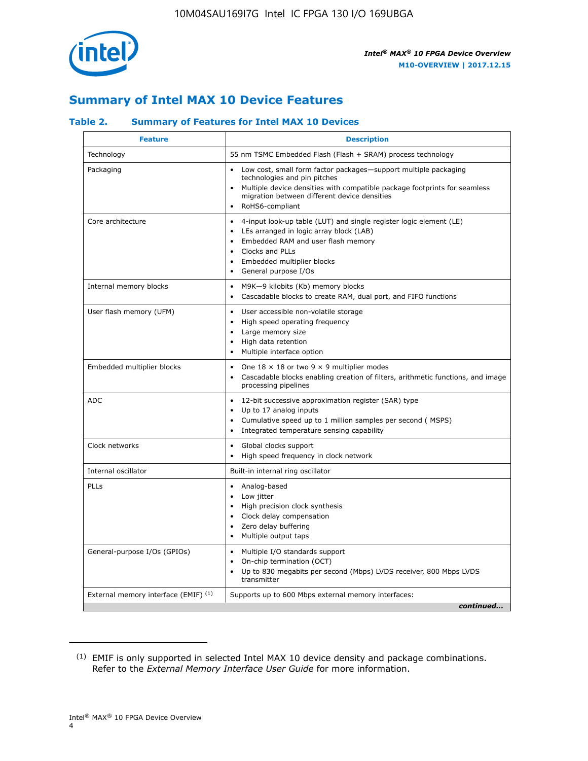## Summary of Intel MAX 10 Device Features

### Table 2. Summary of Features for Intel MAX 10 Devices

| Feature | Description |
|---|---|
| Technology | 55 nm TSMC Embedded Flash (Flash + SRAM) process technology |
| Packaging | • Low cost, small form factor packages—support multiple packaging technologies and pin pitches<br>• Multiple device densities with compatible package footprints for seamless migration between different device densities<br>• RoHS6-compliant |
| Core architecture | • 4-input look-up table (LUT) and single register logic element (LE)<br>• LEs arranged in logic array block (LAB)<br>• Embedded RAM and user flash memory<br>• Clocks and PLLs<br>• Embedded multiplier blocks<br>• General purpose I/Os |
| Internal memory blocks | • M9K—9 kilobits (Kb) memory blocks<br>• Cascadable blocks to create RAM, dual port, and FIFO functions |
| User flash memory (UFM) | • User accessible non-volatile storage<br>• High speed operating frequency<br>• Large memory size<br>• High data retention<br>• Multiple interface option |
| Embedded multiplier blocks | • One 18 × 18 or two 9 × 9 multiplier modes<br>• Cascadable blocks enabling creation of filters, arithmetic functions, and image processing pipelines |
| ADC | • 12-bit successive approximation register (SAR) type<br>• Up to 17 analog inputs<br>• Cumulative speed up to 1 million samples per second ( MSPS)<br>• Integrated temperature sensing capability |
| Clock networks | • Global clocks support<br>• High speed frequency in clock network |
| Internal oscillator | Built-in internal ring oscillator |
| PLLs | • Analog-based<br>• Low jitter<br>• High precision clock synthesis<br>• Clock delay compensation<br>• Zero delay buffering<br>• Multiple output taps |
| General-purpose I/Os (GPIOs) | • Multiple I/O standards support<br>• On-chip termination (OCT)<br>• Up to 830 megabits per second (Mbps) LVDS receiver, 800 Mbps LVDS transmitter |
| External memory interface (EMIF) [1] | Supports up to 600 Mbps external memory interfaces: |

*continued...*

(1) EMIF is only supported in selected Intel MAX 10 device density and package combinations. Refer to the *External Memory Interface User Guide* for more information.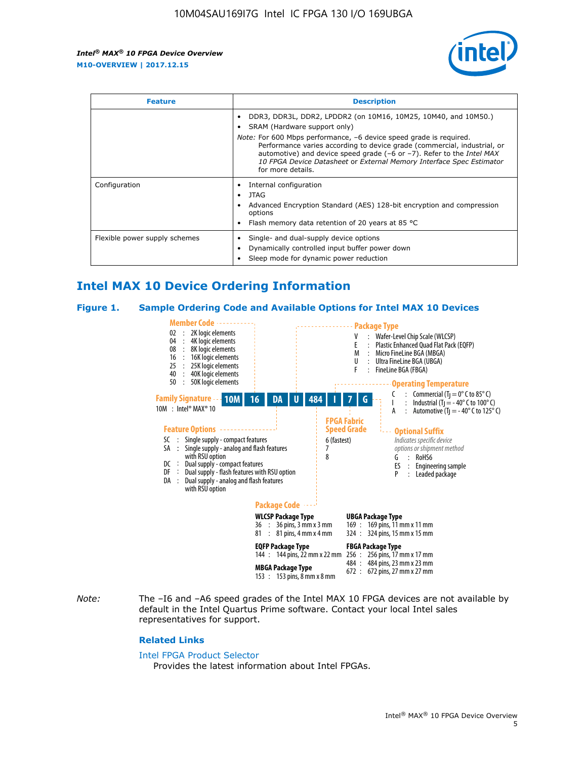| Feature | Description |
| --- | --- |
| | • DDR3, DDR3L, DDR2, LPDDR2 (on 10M16, 10M25, 10M40, and 10M50.)<br>• SRAM (Hardware support only)<br>*Note:* For 600 Mbps performance, –6 device speed grade is required. Performance varies according to device grade (commercial, industrial, or automotive) and device speed grade (–6 or –7). Refer to the *Intel MAX 10 FPGA Device Datasheet* or *External Memory Interface Spec Estimator* for more details. |
| Configuration | • Internal configuration<br>• JTAG<br>• Advanced Encryption Standard (AES) 128-bit encryption and compression options<br>• Flash memory data retention of 20 years at 85 °C |
| Flexible power supply schemes | • Single- and dual-supply device options<br>• Dynamically controlled input buffer power down<br>• Sleep mode for dynamic power reduction |

## Intel MAX 10 Device Ordering Information

### Figure 1. Sample Ordering Code and Available Options for Intel MAX 10 Devices

**Sample ordering code:** 10M 16 DA U 484 I 7 G

**Family Signature**
- 10M : Intel® MAX® 10

**Member Code**
- 02 : 2K logic elements
- 04 : 4K logic elements
- 08 : 8K logic elements
- 16 : 16K logic elements
- 25 : 25K logic elements
- 40 : 40K logic elements
- 50 : 50K logic elements

**Feature Options**
- SC : Single supply - compact features
- SA : Single supply - analog and flash features with RSU option
- DC : Dual supply - compact features
- DF : Dual supply - flash features with RSU option
- DA : Dual supply - analog and flash features with RSU option

**Package Type**
- V : Wafer-Level Chip Scale (WLCSP)
- E : Plastic Enhanced Quad Flat Pack (EQFP)
- M : Micro FineLine BGA (MBGA)
- U : Ultra FineLine BGA (UBGA)
- F : FineLine BGA (FBGA)

**Package Code**

WLCSP Package Type
- 36 : 36 pins, 3 mm x 3 mm
- 81 : 81 pins, 4 mm x 4 mm

EQFP Package Type
- 144 : 144 pins, 22 mm x 22 mm

MBGA Package Type
- 153 : 153 pins, 8 mm x 8 mm

UBGA Package Type
- 169 : 169 pins, 11 mm x 11 mm
- 324 : 324 pins, 15 mm x 15 mm

FBGA Package Type
- 256 : 256 pins, 17 mm x 17 mm
- 484 : 484 pins, 23 mm x 23 mm
- 672 : 672 pins, 27 mm x 27 mm

**Operating Temperature**
- C : Commercial ($T_J$ = 0° C to 85° C)
- I : Industrial ($T_J$ = - 40° C to 100° C)
- A : Automotive ($T_J$ = - 40° C to 125° C)

**FPGA Fabric Speed Grade**
- 6 (fastest)
- 7
- 8

**Optional Suffix**

*Indicates specific device options or shipment method*
- G : RoHS6
- ES : Engineering sample
- P : Leaded package

*Note:* The –I6 and –A6 speed grades of the Intel MAX 10 FPGA devices are not available by default in the Intel Quartus Prime software. Contact your local Intel sales representatives for support.

#### Related Links

Intel FPGA Product Selector

Provides the latest information about Intel FPGAs.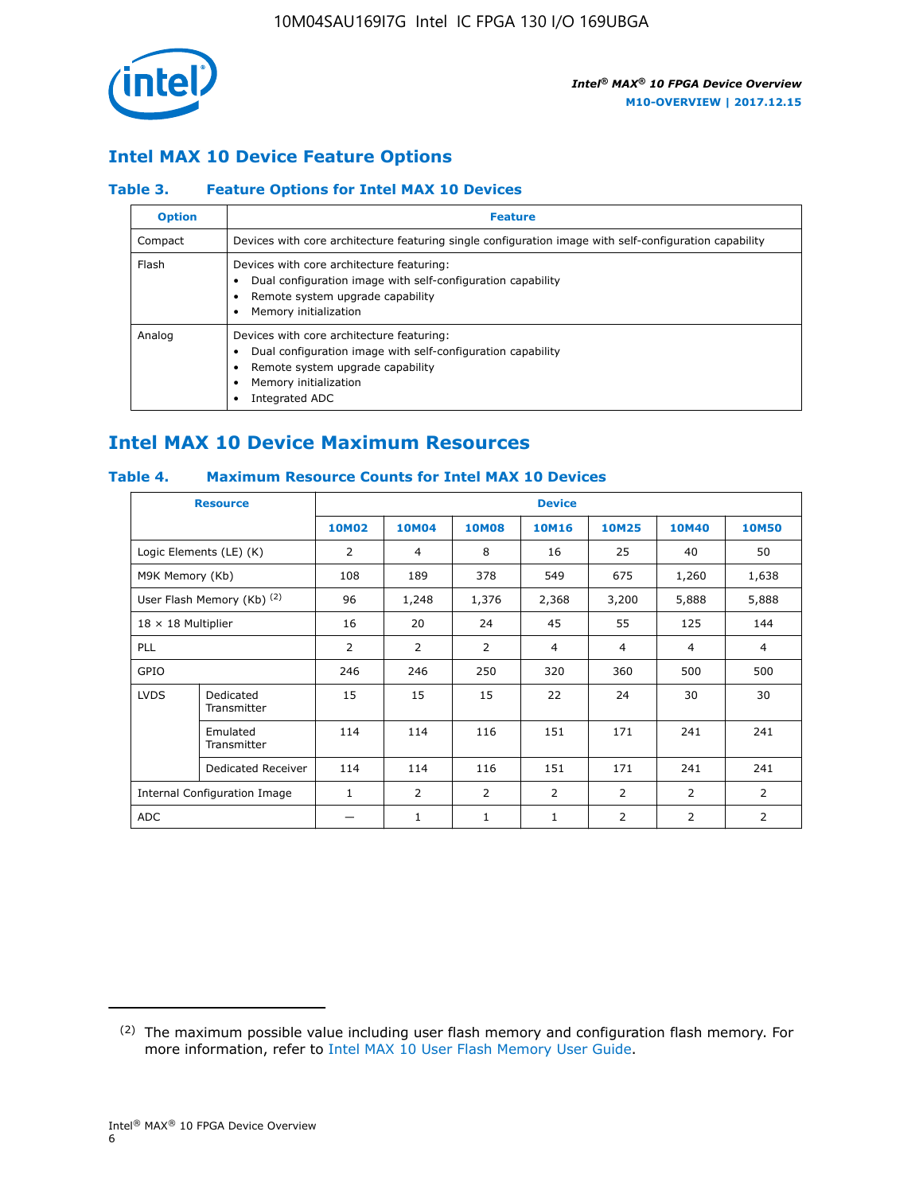## Intel MAX 10 Device Feature Options

### Table 3. Feature Options for Intel MAX 10 Devices

| Option | Feature |
|---|---|
| Compact | Devices with core architecture featuring single configuration image with self-configuration capability |
| Flash | Devices with core architecture featuring:<br>• Dual configuration image with self-configuration capability<br>• Remote system upgrade capability<br>• Memory initialization |
| Analog | Devices with core architecture featuring:<br>• Dual configuration image with self-configuration capability<br>• Remote system upgrade capability<br>• Memory initialization<br>• Integrated ADC |

## Intel MAX 10 Device Maximum Resources

### Table 4. Maximum Resource Counts for Intel MAX 10 Devices

| Resource | | Device | | | | | | |
|---|---|---|---|---|---|---|---|---|
| | | 10M02 | 10M04 | 10M08 | 10M16 | 10M25 | 10M40 | 10M50 |
| Logic Elements (LE) (K) | | 2 | 4 | 8 | 16 | 25 | 40 | 50 |
| M9K Memory (Kb) | | 108 | 189 | 378 | 549 | 675 | 1,260 | 1,638 |
| User Flash Memory (Kb) [2] | | 96 | 1,248 | 1,376 | 2,368 | 3,200 | 5,888 | 5,888 |
| 18 × 18 Multiplier | | 16 | 20 | 24 | 45 | 55 | 125 | 144 |
| PLL | | 2 | 2 | 2 | 4 | 4 | 4 | 4 |
| GPIO | | 246 | 246 | 250 | 320 | 360 | 500 | 500 |
| LVDS | Dedicated Transmitter | 15 | 15 | 15 | 22 | 24 | 30 | 30 |
| | Emulated Transmitter | 114 | 114 | 116 | 151 | 171 | 241 | 241 |
| | Dedicated Receiver | 114 | 114 | 116 | 151 | 171 | 241 | 241 |
| Internal Configuration Image | | 1 | 2 | 2 | 2 | 2 | 2 | 2 |
| ADC | | — | 1 | 1 | 1 | 2 | 2 | 2 |

(2) The maximum possible value including user flash memory and configuration flash memory. For more information, refer to Intel MAX 10 User Flash Memory User Guide.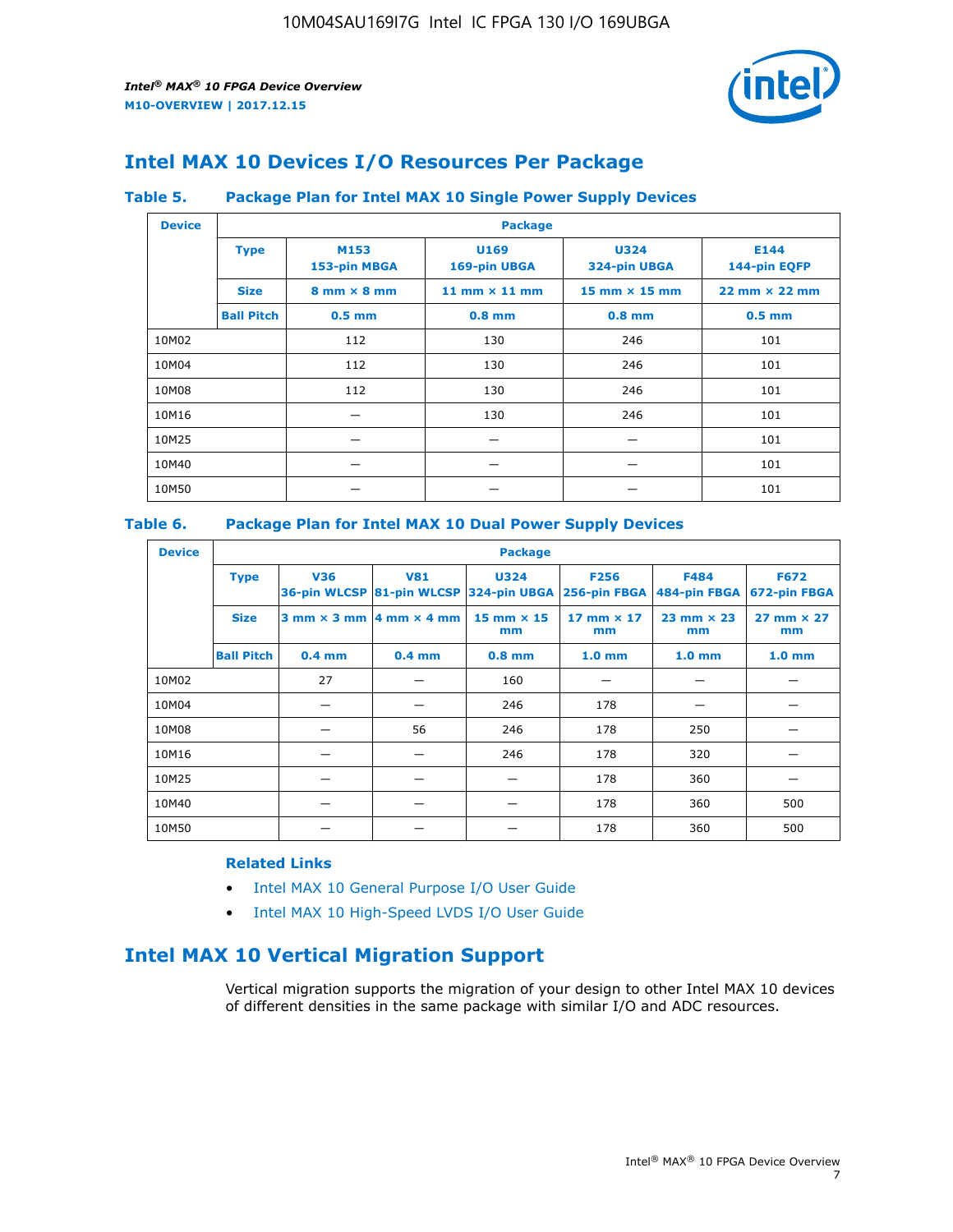## Intel MAX 10 Devices I/O Resources Per Package

### Table 5. Package Plan for Intel MAX 10 Single Power Supply Devices

| Device | Package | | | | |
|---|---|---|---|---|---|
| | **Type** | **M153** 153-pin MBGA | **U169** 169-pin UBGA | **U324** 324-pin UBGA | **E144** 144-pin EQFP |
| | **Size** | 8 mm × 8 mm | 11 mm × 11 mm | 15 mm × 15 mm | 22 mm × 22 mm |
| | **Ball Pitch** | 0.5 mm | 0.8 mm | 0.8 mm | 0.5 mm |
| 10M02 | | 112 | 130 | 246 | 101 |
| 10M04 | | 112 | 130 | 246 | 101 |
| 10M08 | | 112 | 130 | 246 | 101 |
| 10M16 | | — | 130 | 246 | 101 |
| 10M25 | | — | — | — | 101 |
| 10M40 | | — | — | — | 101 |
| 10M50 | | — | — | — | 101 |

### Table 6. Package Plan for Intel MAX 10 Dual Power Supply Devices

| Device | Package | | | | | | |
|---|---|---|---|---|---|---|---|
| | **Type** | **V36** 36-pin WLCSP | **V81** 81-pin WLCSP | **U324** 324-pin UBGA | **F256** 256-pin FBGA | **F484** 484-pin FBGA | **F672** 672-pin FBGA |
| | **Size** | 3 mm × 3 mm | 4 mm × 4 mm | 15 mm × 15 mm | 17 mm × 17 mm | 23 mm × 23 mm | 27 mm × 27 mm |
| | **Ball Pitch** | 0.4 mm | 0.4 mm | 0.8 mm | 1.0 mm | 1.0 mm | 1.0 mm |
| 10M02 | | 27 | — | 160 | — | — | — |
| 10M04 | | — | — | 246 | 178 | — | — |
| 10M08 | | — | 56 | 246 | 178 | 250 | — |
| 10M16 | | — | — | 246 | 178 | 320 | — |
| 10M25 | | — | — | — | 178 | 360 | — |
| 10M40 | | — | — | — | 178 | 360 | 500 |
| 10M50 | | — | — | — | 178 | 360 | 500 |

**Related Links**

- Intel MAX 10 General Purpose I/O User Guide
- Intel MAX 10 High-Speed LVDS I/O User Guide

## Intel MAX 10 Vertical Migration Support

Vertical migration supports the migration of your design to other Intel MAX 10 devices of different densities in the same package with similar I/O and ADC resources.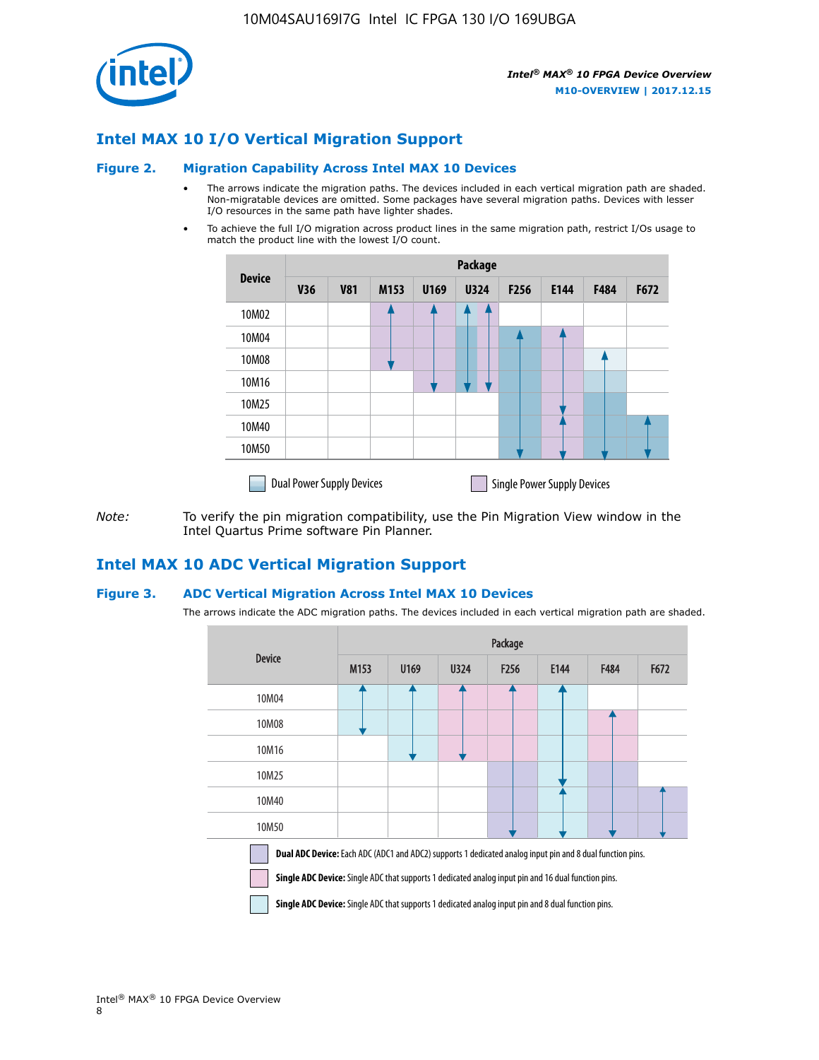## Intel MAX 10 I/O Vertical Migration Support

### Figure 2. Migration Capability Across Intel MAX 10 Devices

- The arrows indicate the migration paths. The devices included in each vertical migration path are shaded. Non-migratable devices are omitted. Some packages have several migration paths. Devices with lesser I/O resources in the same path have lighter shades.
- To achieve the full I/O migration across product lines in the same migration path, restrict I/Os usage to match the product line with the lowest I/O count.

| Device | Package | | | | | | | | |
|---|---|---|---|---|---|---|---|---|---|
| | V36 | V81 | M153 | U169 | U324 | F256 | E144 | F484 | F672 |
| 10M02 | | | | | | | | | |
| 10M04 | | | | | | | | | |
| 10M08 | | | | | | | | | |
| 10M16 | | | | | | | | | |
| 10M25 | | | | | | | | | |
| 10M40 | | | | | | | | | |
| 10M50 | | | | | | | | | |

Dual Power Supply Devices | Single Power Supply Devices

*Note:* To verify the pin migration compatibility, use the Pin Migration View window in the Intel Quartus Prime software Pin Planner.

## Intel MAX 10 ADC Vertical Migration Support

### Figure 3. ADC Vertical Migration Across Intel MAX 10 Devices

The arrows indicate the ADC migration paths. The devices included in each vertical migration path are shaded.

| Device | Package | | | | | | |
|---|---|---|---|---|---|---|---|
| | M153 | U169 | U324 | F256 | E144 | F484 | F672 |
| 10M04 | | | | | | | |
| 10M08 | | | | | | | |
| 10M16 | | | | | | | |
| 10M25 | | | | | | | |
| 10M40 | | | | | | | |
| 10M50 | | | | | | | |

**Dual ADC Device:** Each ADC (ADC1 and ADC2) supports 1 dedicated analog input pin and 8 dual function pins.

**Single ADC Device:** Single ADC that supports 1 dedicated analog input pin and 16 dual function pins.

**Single ADC Device:** Single ADC that supports 1 dedicated analog input pin and 8 dual function pins.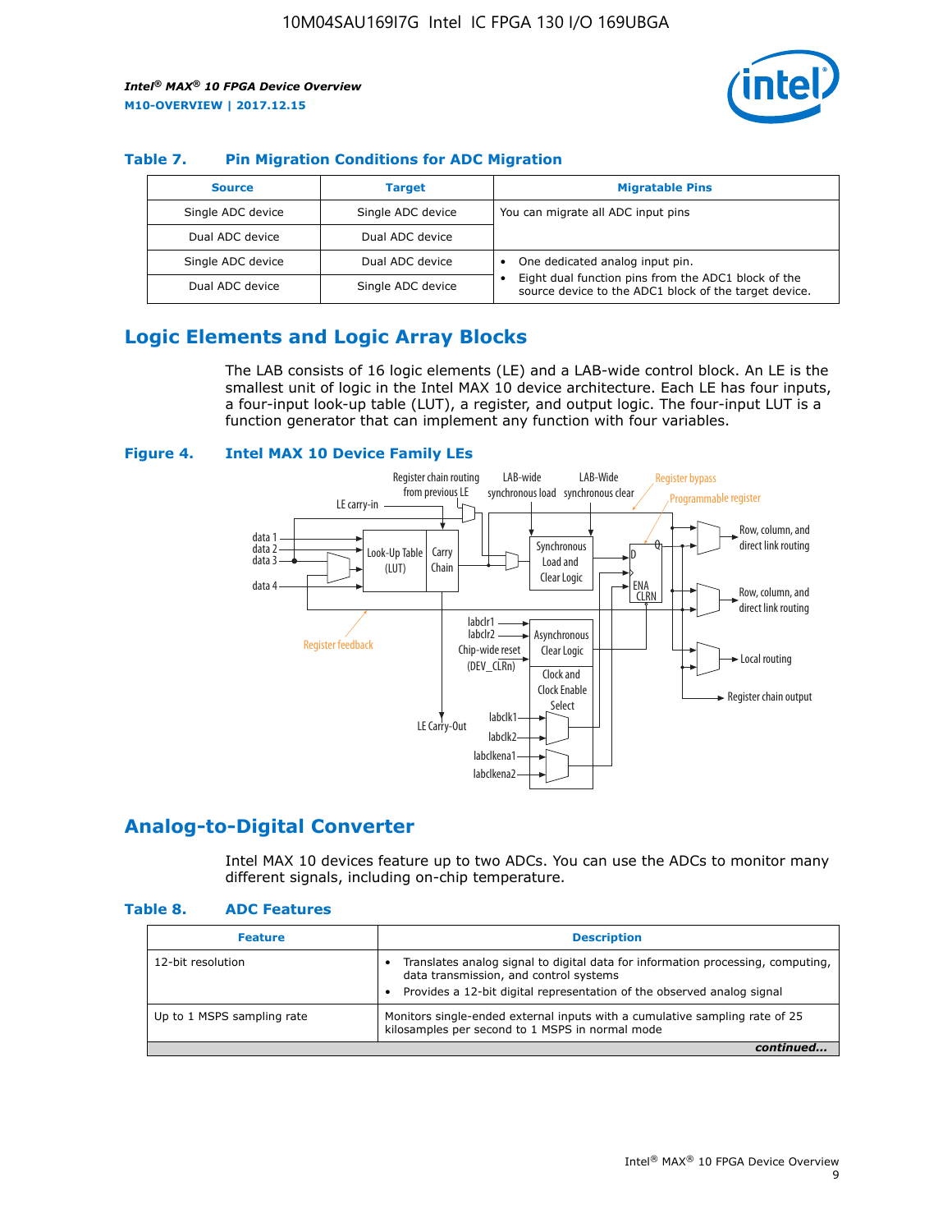#### Table 7. Pin Migration Conditions for ADC Migration

| Source | Target | Migratable Pins |
|---|---|---|
| Single ADC device | Single ADC device | You can migrate all ADC input pins |
| Dual ADC device | Dual ADC device | |
| Single ADC device | Dual ADC device | • One dedicated analog input pin. • Eight dual function pins from the ADC1 block of the source device to the ADC1 block of the target device. |
| Dual ADC device | Single ADC device | |

## Logic Elements and Logic Array Blocks

The LAB consists of 16 logic elements (LE) and a LAB-wide control block. An LE is the smallest unit of logic in the Intel MAX 10 device architecture. Each LE has four inputs, a four-input look-up table (LUT), a register, and output logic. The four-input LUT is a function generator that can implement any function with four variables.

#### Figure 4. Intel MAX 10 Device Family LEs

## Analog-to-Digital Converter

Intel MAX 10 devices feature up to two ADCs. You can use the ADCs to monitor many different signals, including on-chip temperature.

#### Table 8. ADC Features

| Feature | Description |
|---|---|
| 12-bit resolution | • Translates analog signal to digital data for information processing, computing, data transmission, and control systems • Provides a 12-bit digital representation of the observed analog signal |
| Up to 1 MSPS sampling rate | Monitors single-ended external inputs with a cumulative sampling rate of 25 kilosamples per second to 1 MSPS in normal mode |

*continued...*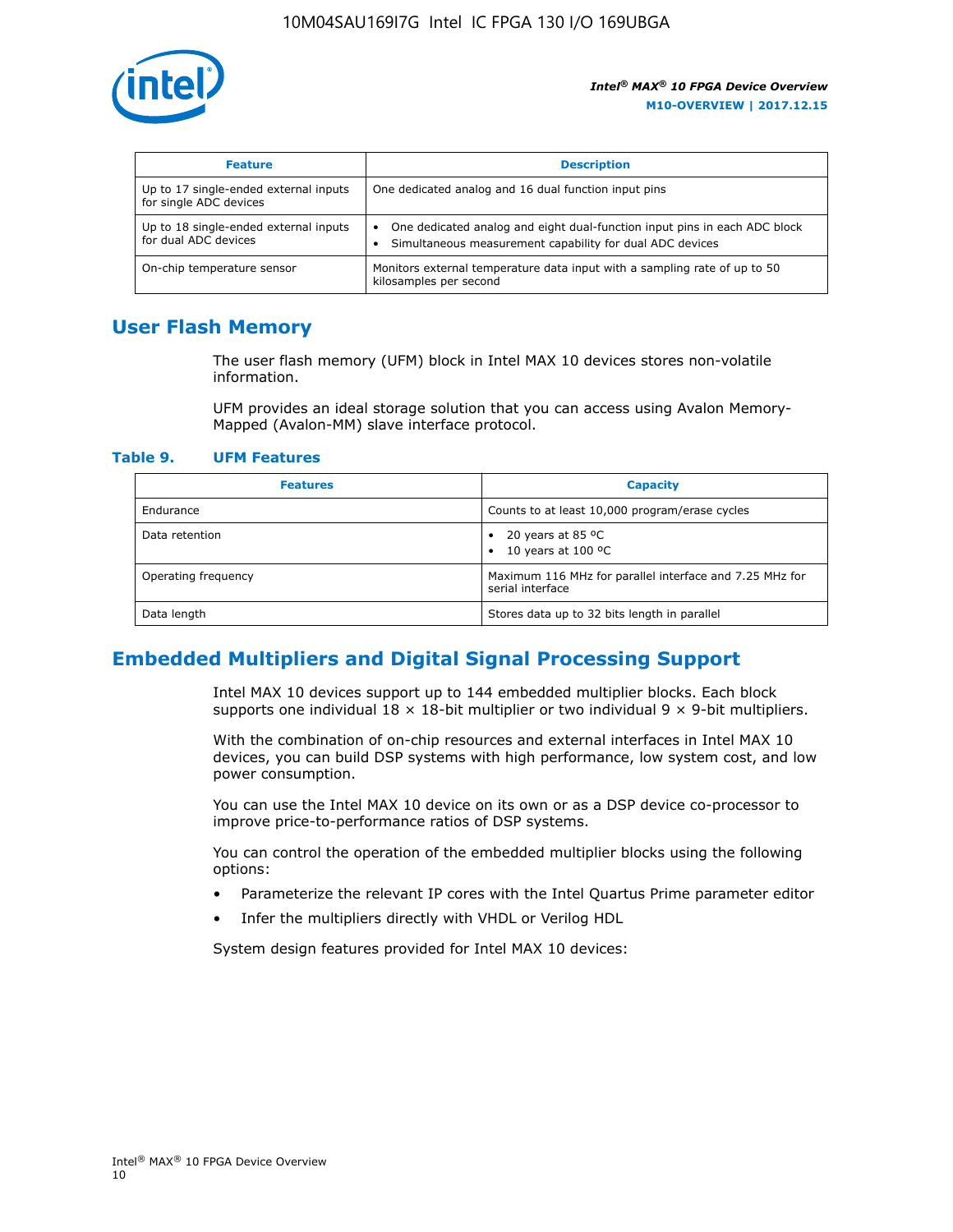| Feature | Description |
| --- | --- |
| Up to 17 single-ended external inputs for single ADC devices | One dedicated analog and 16 dual function input pins |
| Up to 18 single-ended external inputs for dual ADC devices | • One dedicated analog and eight dual-function input pins in each ADC block<br>• Simultaneous measurement capability for dual ADC devices |
| On-chip temperature sensor | Monitors external temperature data input with a sampling rate of up to 50 kilosamples per second |

## User Flash Memory

The user flash memory (UFM) block in Intel MAX 10 devices stores non-volatile information.

UFM provides an ideal storage solution that you can access using Avalon Memory-Mapped (Avalon-MM) slave interface protocol.

**Table 9. UFM Features**

| Features | Capacity |
| --- | --- |
| Endurance | Counts to at least 10,000 program/erase cycles |
| Data retention | • 20 years at 85 ºC<br>• 10 years at 100 ºC |
| Operating frequency | Maximum 116 MHz for parallel interface and 7.25 MHz for serial interface |
| Data length | Stores data up to 32 bits length in parallel |

## Embedded Multipliers and Digital Signal Processing Support

Intel MAX 10 devices support up to 144 embedded multiplier blocks. Each block supports one individual 18 × 18-bit multiplier or two individual 9 × 9-bit multipliers.

With the combination of on-chip resources and external interfaces in Intel MAX 10 devices, you can build DSP systems with high performance, low system cost, and low power consumption.

You can use the Intel MAX 10 device on its own or as a DSP device co-processor to improve price-to-performance ratios of DSP systems.

You can control the operation of the embedded multiplier blocks using the following options:

- Parameterize the relevant IP cores with the Intel Quartus Prime parameter editor
- Infer the multipliers directly with VHDL or Verilog HDL

System design features provided for Intel MAX 10 devices: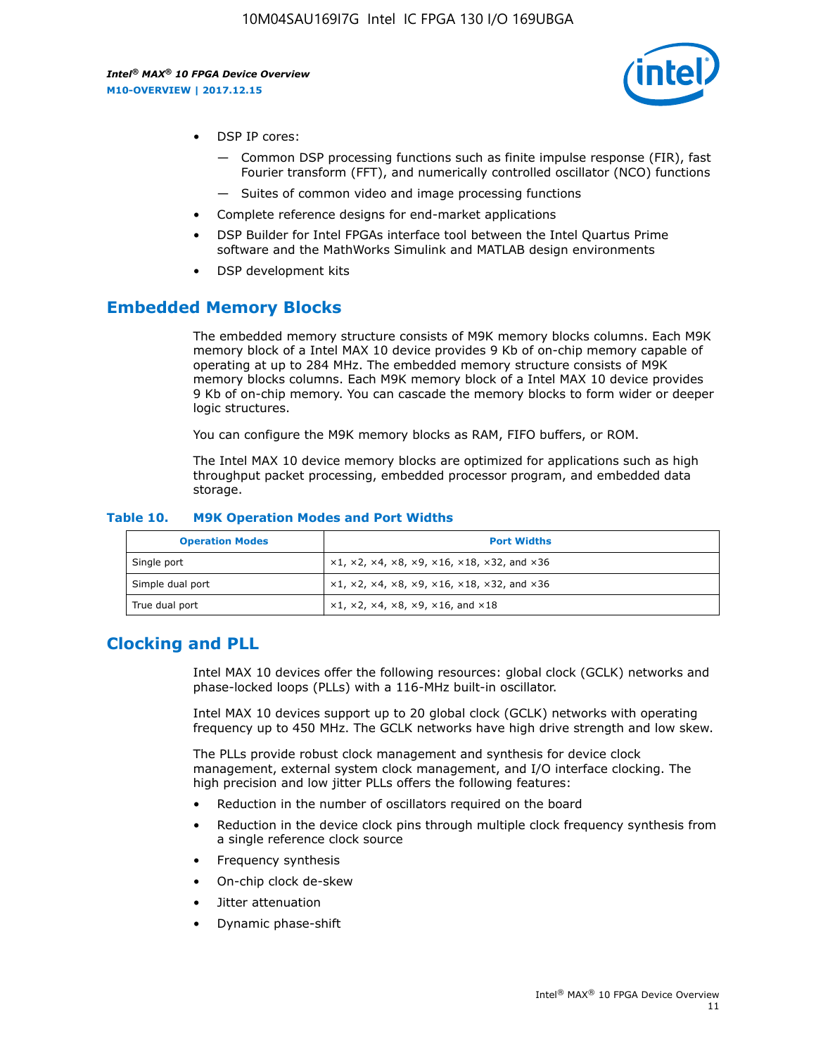- DSP IP cores:
  - Common DSP processing functions such as finite impulse response (FIR), fast Fourier transform (FFT), and numerically controlled oscillator (NCO) functions
  - Suites of common video and image processing functions
- Complete reference designs for end-market applications
- DSP Builder for Intel FPGAs interface tool between the Intel Quartus Prime software and the MathWorks Simulink and MATLAB design environments
- DSP development kits

## Embedded Memory Blocks

The embedded memory structure consists of M9K memory blocks columns. Each M9K memory block of a Intel MAX 10 device provides 9 Kb of on-chip memory capable of operating at up to 284 MHz. The embedded memory structure consists of M9K memory blocks columns. Each M9K memory block of a Intel MAX 10 device provides 9 Kb of on-chip memory. You can cascade the memory blocks to form wider or deeper logic structures.

You can configure the M9K memory blocks as RAM, FIFO buffers, or ROM.

The Intel MAX 10 device memory blocks are optimized for applications such as high throughput packet processing, embedded processor program, and embedded data storage.

**Table 10. M9K Operation Modes and Port Widths**

| Operation Modes | Port Widths |
| --- | --- |
| Single port | ×1, ×2, ×4, ×8, ×9, ×16, ×18, ×32, and ×36 |
| Simple dual port | ×1, ×2, ×4, ×8, ×9, ×16, ×18, ×32, and ×36 |
| True dual port | ×1, ×2, ×4, ×8, ×9, ×16, and ×18 |

## Clocking and PLL

Intel MAX 10 devices offer the following resources: global clock (GCLK) networks and phase-locked loops (PLLs) with a 116-MHz built-in oscillator.

Intel MAX 10 devices support up to 20 global clock (GCLK) networks with operating frequency up to 450 MHz. The GCLK networks have high drive strength and low skew.

The PLLs provide robust clock management and synthesis for device clock management, external system clock management, and I/O interface clocking. The high precision and low jitter PLLs offers the following features:

- Reduction in the number of oscillators required on the board
- Reduction in the device clock pins through multiple clock frequency synthesis from a single reference clock source
- Frequency synthesis
- On-chip clock de-skew
- Jitter attenuation
- Dynamic phase-shift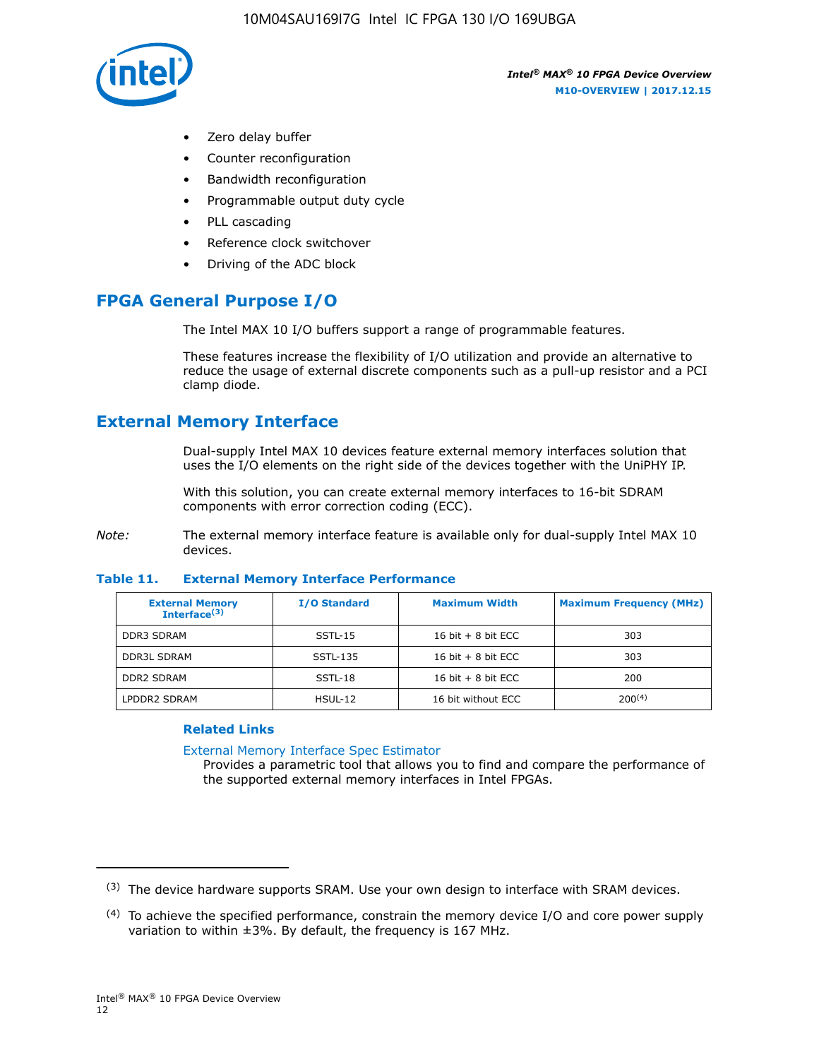- Zero delay buffer
- Counter reconfiguration
- Bandwidth reconfiguration
- Programmable output duty cycle
- PLL cascading
- Reference clock switchover
- Driving of the ADC block

## FPGA General Purpose I/O

The Intel MAX 10 I/O buffers support a range of programmable features.

These features increase the flexibility of I/O utilization and provide an alternative to reduce the usage of external discrete components such as a pull-up resistor and a PCI clamp diode.

## External Memory Interface

Dual-supply Intel MAX 10 devices feature external memory interfaces solution that uses the I/O elements on the right side of the devices together with the UniPHY IP.

With this solution, you can create external memory interfaces to 16-bit SDRAM components with error correction coding (ECC).

*Note:* The external memory interface feature is available only for dual-supply Intel MAX 10 devices.

**Table 11. External Memory Interface Performance**

| External Memory Interface[3] | I/O Standard | Maximum Width | Maximum Frequency (MHz) |
|---|---|---|---|
| DDR3 SDRAM | SSTL-15 | 16 bit + 8 bit ECC | 303 |
| DDR3L SDRAM | SSTL-135 | 16 bit + 8 bit ECC | 303 |
| DDR2 SDRAM | SSTL-18 | 16 bit + 8 bit ECC | 200 |
| LPDDR2 SDRAM | HSUL-12 | 16 bit without ECC | 200[4] |

### Related Links

External Memory Interface Spec Estimator
Provides a parametric tool that allows you to find and compare the performance of the supported external memory interfaces in Intel FPGAs.

---

[3] The device hardware supports SRAM. Use your own design to interface with SRAM devices.

[4] To achieve the specified performance, constrain the memory device I/O and core power supply variation to within ±3%. By default, the frequency is 167 MHz.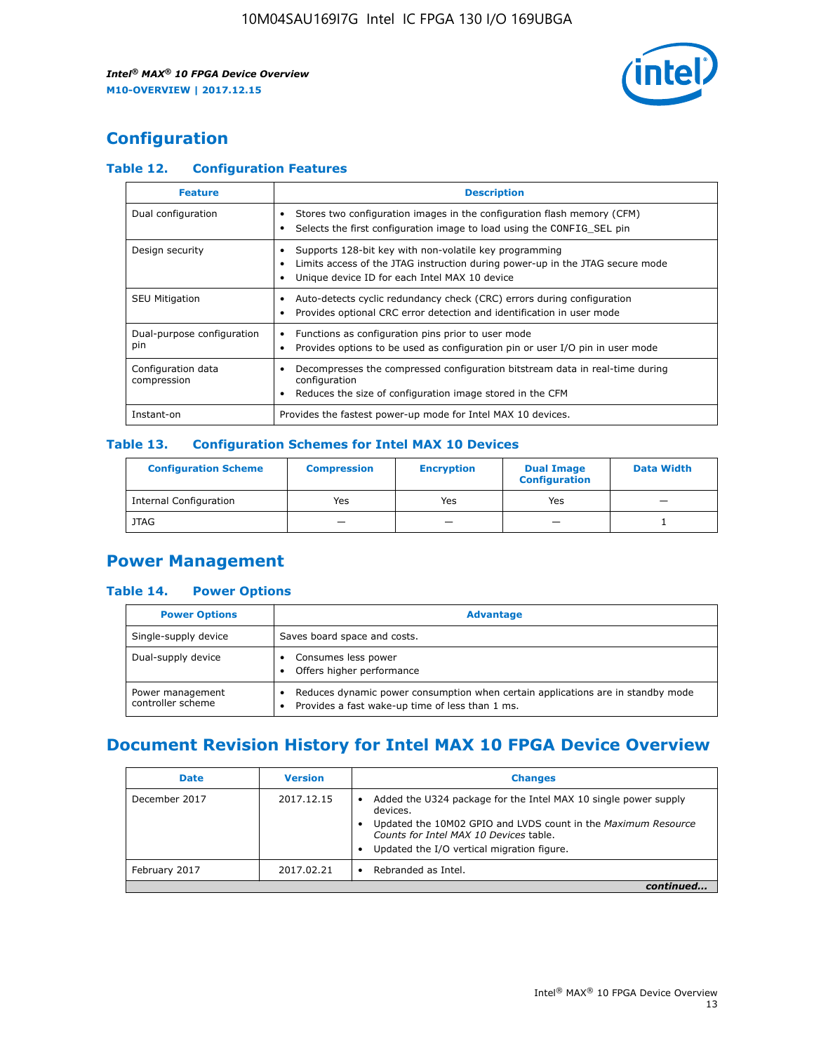## Configuration

### Table 12. Configuration Features

| Feature | Description |
| --- | --- |
| Dual configuration | • Stores two configuration images in the configuration flash memory (CFM)<br>• Selects the first configuration image to load using the CONFIG_SEL pin |
| Design security | • Supports 128-bit key with non-volatile key programming<br>• Limits access of the JTAG instruction during power-up in the JTAG secure mode<br>• Unique device ID for each Intel MAX 10 device |
| SEU Mitigation | • Auto-detects cyclic redundancy check (CRC) errors during configuration<br>• Provides optional CRC error detection and identification in user mode |
| Dual-purpose configuration pin | • Functions as configuration pins prior to user mode<br>• Provides options to be used as configuration pin or user I/O pin in user mode |
| Configuration data compression | • Decompresses the compressed configuration bitstream data in real-time during configuration<br>• Reduces the size of configuration image stored in the CFM |
| Instant-on | Provides the fastest power-up mode for Intel MAX 10 devices. |

### Table 13. Configuration Schemes for Intel MAX 10 Devices

| Configuration Scheme | Compression | Encryption | Dual Image Configuration | Data Width |
| --- | --- | --- | --- | --- |
| Internal Configuration | Yes | Yes | Yes | — |
| JTAG | — | — | — | 1 |

## Power Management

### Table 14. Power Options

| Power Options | Advantage |
| --- | --- |
| Single-supply device | Saves board space and costs. |
| Dual-supply device | • Consumes less power<br>• Offers higher performance |
| Power management controller scheme | • Reduces dynamic power consumption when certain applications are in standby mode<br>• Provides a fast wake-up time of less than 1 ms. |

## Document Revision History for Intel MAX 10 FPGA Device Overview

| Date | Version | Changes |
| --- | --- | --- |
| December 2017 | 2017.12.15 | • Added the U324 package for the Intel MAX 10 single power supply devices.<br>• Updated the 10M02 GPIO and LVDS count in the *Maximum Resource Counts for Intel MAX 10 Devices* table.<br>• Updated the I/O vertical migration figure. |
| February 2017 | 2017.02.21 | • Rebranded as Intel. |

*continued...*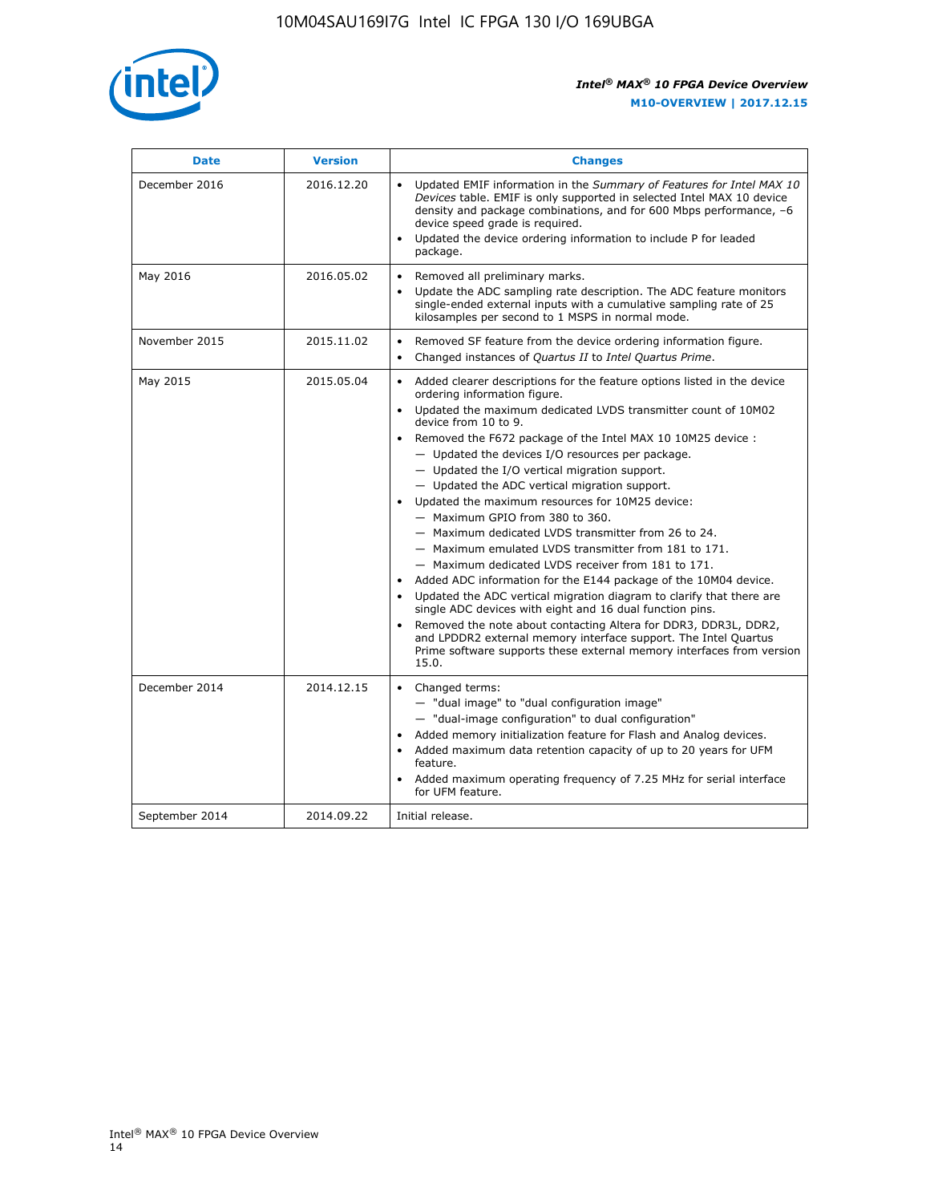| Date | Version | Changes |
| --- | --- | --- |
| December 2016 | 2016.12.20 | • Updated EMIF information in the *Summary of Features for Intel MAX 10 Devices* table. EMIF is only supported in selected Intel MAX 10 device density and package combinations, and for 600 Mbps performance, –6 device speed grade is required.<br>• Updated the device ordering information to include P for leaded package. |
| May 2016 | 2016.05.02 | • Removed all preliminary marks.<br>• Update the ADC sampling rate description. The ADC feature monitors single-ended external inputs with a cumulative sampling rate of 25 kilosamples per second to 1 MSPS in normal mode. |
| November 2015 | 2015.11.02 | • Removed SF feature from the device ordering information figure.<br>• Changed instances of *Quartus II* to *Intel Quartus Prime*. |
| May 2015 | 2015.05.04 | • Added clearer descriptions for the feature options listed in the device ordering information figure.<br>• Updated the maximum dedicated LVDS transmitter count of 10M02 device from 10 to 9.<br>• Removed the F672 package of the Intel MAX 10 10M25 device :<br>— Updated the devices I/O resources per package.<br>— Updated the I/O vertical migration support.<br>— Updated the ADC vertical migration support.<br>• Updated the maximum resources for 10M25 device:<br>— Maximum GPIO from 380 to 360.<br>— Maximum dedicated LVDS transmitter from 26 to 24.<br>— Maximum emulated LVDS transmitter from 181 to 171.<br>— Maximum dedicated LVDS receiver from 181 to 171.<br>• Added ADC information for the E144 package of the 10M04 device.<br>• Updated the ADC vertical migration diagram to clarify that there are single ADC devices with eight and 16 dual function pins.<br>• Removed the note about contacting Altera for DDR3, DDR3L, DDR2, and LPDDR2 external memory interface support. The Intel Quartus Prime software supports these external memory interfaces from version 15.0. |
| December 2014 | 2014.12.15 | • Changed terms:<br>— "dual image" to "dual configuration image"<br>— "dual-image configuration" to dual configuration"<br>• Added memory initialization feature for Flash and Analog devices.<br>• Added maximum data retention capacity of up to 20 years for UFM feature.<br>• Added maximum operating frequency of 7.25 MHz for serial interface for UFM feature. |
| September 2014 | 2014.09.22 | Initial release. |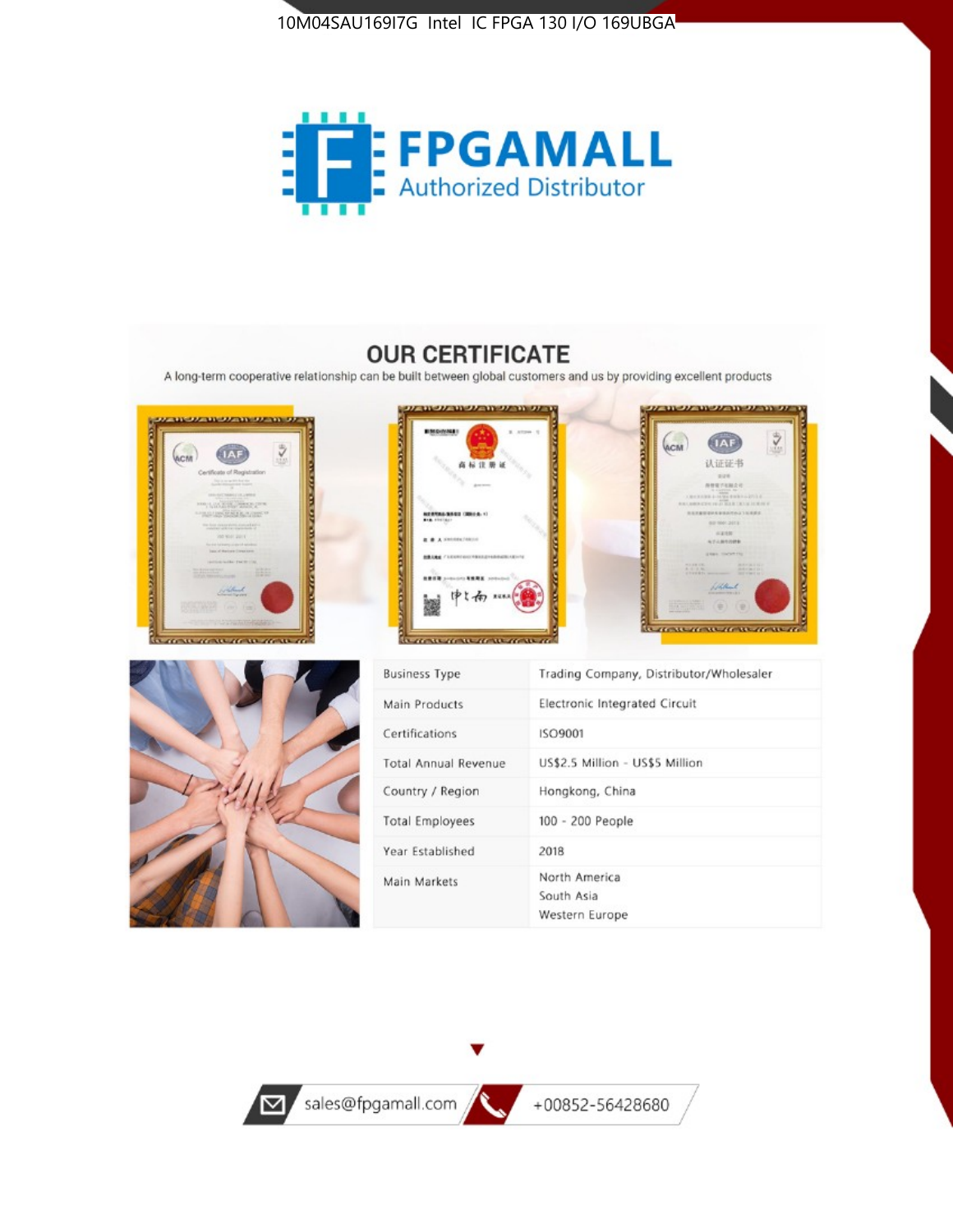FPGAMALL
Authorized Distributor

# OUR CERTIFICATE

A long-term cooperative relationship can be built between global customers and us by providing excellent products

| | |
|---|---|
| Business Type | Trading Company, Distributor/Wholesaler |
| Main Products | Electronic Integrated Circuit |
| Certifications | ISO9001 |
| Total Annual Revenue | US$2.5 Million - US$5 Million |
| Country / Region | Hongkong, China |
| Total Employees | 100 - 200 People |
| Year Established | 2018 |
| Main Markets | North America<br>South Asia<br>Western Europe |

sales@fpgamall.com

+00852-56428680